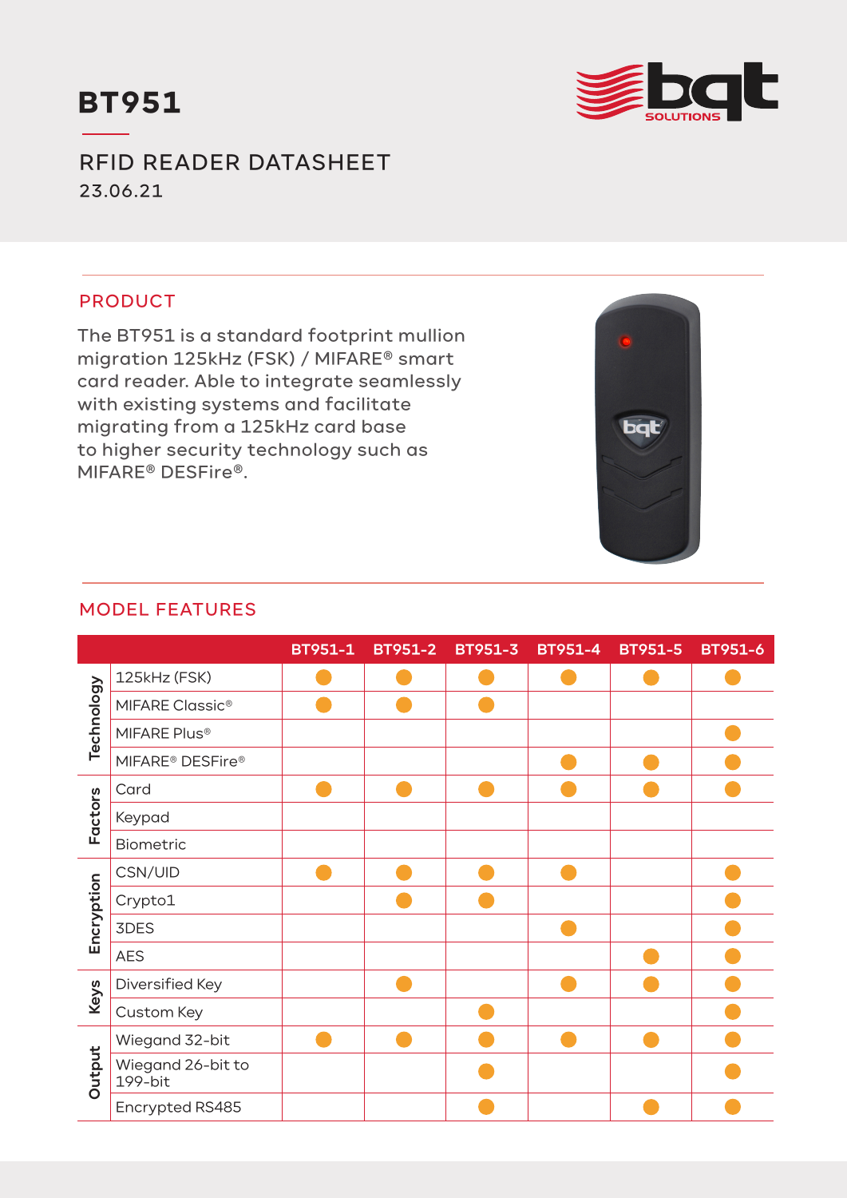# BT951

## RFID READER DATASHEET

23.06.21

## PRODUCT

The BT951 is a standard footprint mullion migration 125kHz (FSK) / MIFARE® smart card reader. Able to integrate seamlessly with existing systems and facilitate migrating from a 125kHz card base to higher security technology such as MIFARE® DESFire®.

## MODEL FEATURES

| | | BT951-1 | BT951-2 | BT951-3 | BT951-4 | BT951-5 | BT951-6 |
|---|---|---|---|---|---|---|---|
| Technology | 125kHz (FSK) | ● | ● | ● | ● | ● | ● |
| | MIFARE Classic® | ● | ● | ● | | | |
| | MIFARE Plus® | | | | | | ● |
| | MIFARE® DESFire® | | | | ● | ● | ● |
| Factors | Card | ● | ● | ● | ● | ● | ● |
| | Keypad | | | | | | |
| | Biometric | | | | | | |
| Encryption | CSN/UID | ● | ● | ● | ● | | ● |
| | Crypto1 | | ● | ● | | | ● |
| | 3DES | | | | ● | | ● |
| | AES | | | | | ● | ● |
| Keys | Diversified Key | | ● | | ● | ● | ● |
| | Custom Key | | | ● | | | ● |
| Output | Wiegand 32-bit | ● | ● | ● | ● | ● | ● |
| | Wiegand 26-bit to 199-bit | | | ● | | | ● |
| | Encrypted RS485 | | | ● | | ● | ● |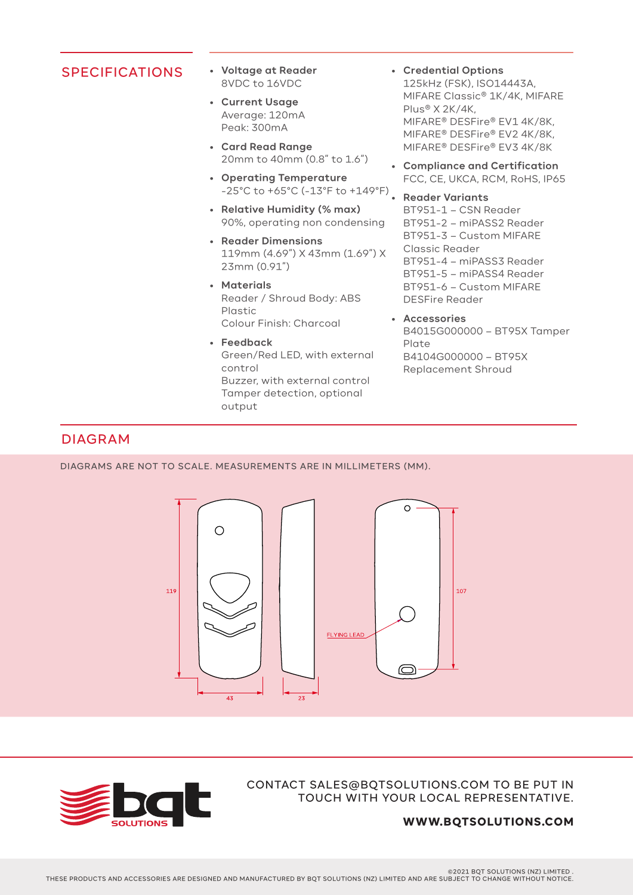## SPECIFICATIONS

- **Voltage at Reader**
  8VDC to 16VDC
- **Current Usage**
  Average: 120mA
  Peak: 300mA
- **Card Read Range**
  20mm to 40mm (0.8" to 1.6")
- **Operating Temperature**
  -25°C to +65°C (-13°F to +149°F)
- **Relative Humidity (% max)**
  90%, operating non condensing
- **Reader Dimensions**
  119mm (4.69") X 43mm (1.69") X 23mm (0.91")
- **Materials**
  Reader / Shroud Body: ABS Plastic
  Colour Finish: Charcoal
- **Feedback**
  Green/Red LED, with external control
  Buzzer, with external control
  Tamper detection, optional output
- **Credential Options**
  125kHz (FSK), ISO14443A, MIFARE Classic® 1K/4K, MIFARE Plus® X 2K/4K,
  MIFARE® DESFire® EV1 4K/8K,
  MIFARE® DESFire® EV2 4K/8K,
  MIFARE® DESFire® EV3 4K/8K
- **Compliance and Certification**
  FCC, CE, UKCA, RCM, RoHS, IP65
- **Reader Variants**
  BT951-1 – CSN Reader
  BT951-2 – miPASS2 Reader
  BT951-3 – Custom MIFARE Classic Reader
  BT951-4 – miPASS3 Reader
  BT951-5 – miPASS4 Reader
  BT951-6 – Custom MIFARE DESFire Reader
- **Accessories**
  B4015G000000 – BT95X Tamper Plate
  B4104G000000 – BT95X Replacement Shroud

## DIAGRAM

DIAGRAMS ARE NOT TO SCALE. MEASUREMENTS ARE IN MILLIMETERS (MM).

119

43

23

FLYING LEAD

107

CONTACT SALES@BQTSOLUTIONS.COM TO BE PUT IN TOUCH WITH YOUR LOCAL REPRESENTATIVE.

**WWW.BQTSOLUTIONS.COM**

©2021 BQT SOLUTIONS (NZ) LIMITED .
THESE PRODUCTS AND ACCESSORIES ARE DESIGNED AND MANUFACTURED BY BQT SOLUTIONS (NZ) LIMITED AND ARE SUBJECT TO CHANGE WITHOUT NOTICE.